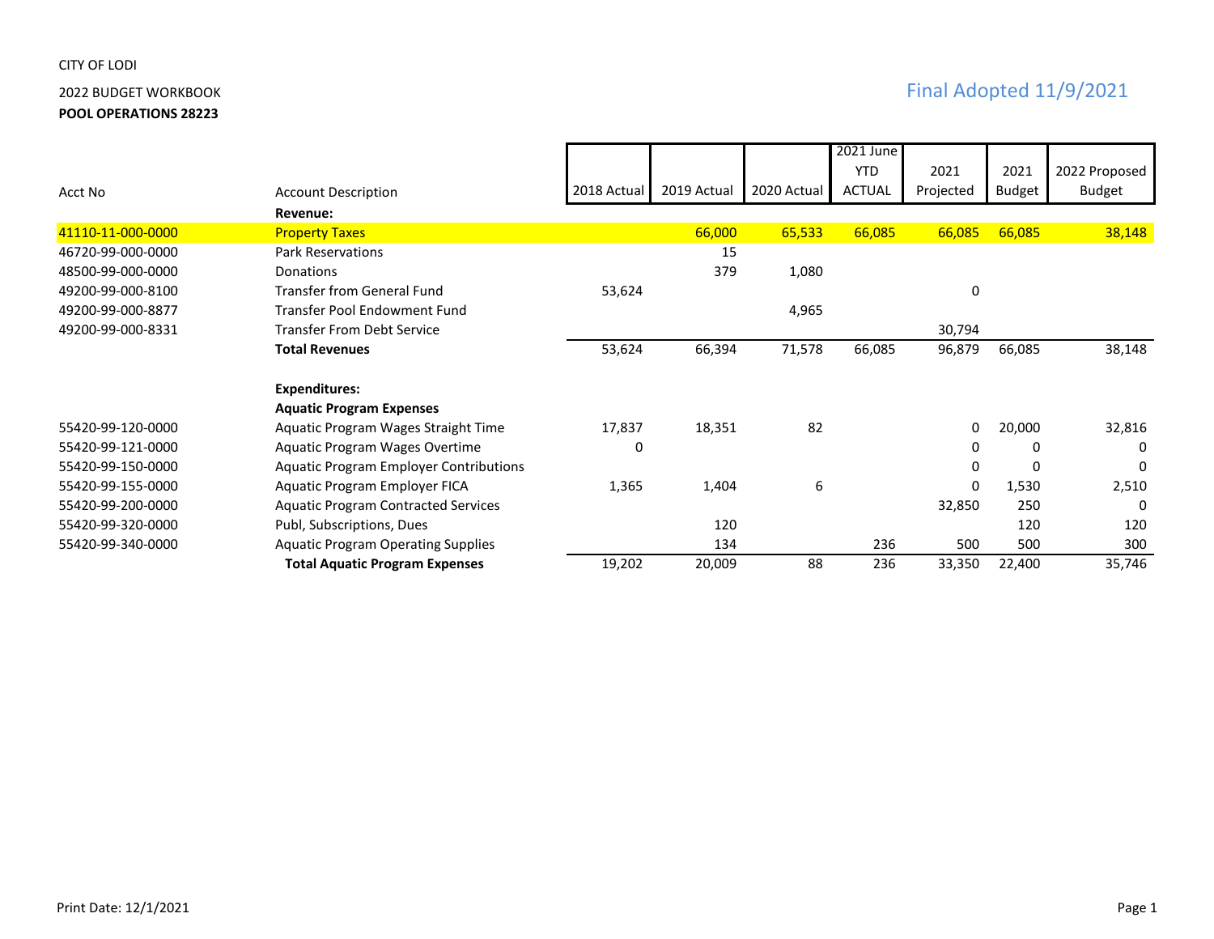CITY OF LODI

2022 BUDGET WORKBOOK

**POOL OPERATIONS 28223**

Final Adopted 11/9/2021

| Acct No | Account Description | 2018 Actual | 2019 Actual | 2020 Actual | 2021 June YTD ACTUAL | 2021 Projected | 2021 Budget | 2022 Proposed Budget |
|---|---|---|---|---|---|---|---|---|
| | **Revenue:** | | | | | | | |
| 41110-11-000-0000 | Property Taxes | | 66,000 | 65,533 | 66,085 | 66,085 | 66,085 | 38,148 |
| 46720-99-000-0000 | Park Reservations | | 15 | | | | | |
| 48500-99-000-0000 | Donations | | 379 | 1,080 | | | | |
| 49200-99-000-8100 | Transfer from General Fund | 53,624 | | | | 0 | | |
| 49200-99-000-8877 | Transfer Pool Endowment Fund | | | 4,965 | | | | |
| 49200-99-000-8331 | Transfer From Debt Service | | | | | 30,794 | | |
| | **Total Revenues** | 53,624 | 66,394 | 71,578 | 66,085 | 96,879 | 66,085 | 38,148 |
| | **Expenditures:** | | | | | | | |
| | **Aquatic Program Expenses** | | | | | | | |
| 55420-99-120-0000 | Aquatic Program Wages Straight Time | 17,837 | 18,351 | 82 | | 0 | 20,000 | 32,816 |
| 55420-99-121-0000 | Aquatic Program Wages Overtime | 0 | | | | 0 | 0 | 0 |
| 55420-99-150-0000 | Aquatic Program Employer Contributions | | | | | 0 | 0 | 0 |
| 55420-99-155-0000 | Aquatic Program Employer FICA | 1,365 | 1,404 | 6 | | 0 | 1,530 | 2,510 |
| 55420-99-200-0000 | Aquatic Program Contracted Services | | | | | 32,850 | 250 | 0 |
| 55420-99-320-0000 | Publ, Subscriptions, Dues | | 120 | | | | 120 | 120 |
| 55420-99-340-0000 | Aquatic Program Operating Supplies | | 134 | | 236 | 500 | 500 | 300 |
| | **Total Aquatic Program Expenses** | 19,202 | 20,009 | 88 | 236 | 33,350 | 22,400 | 35,746 |

Print Date: 12/1/2021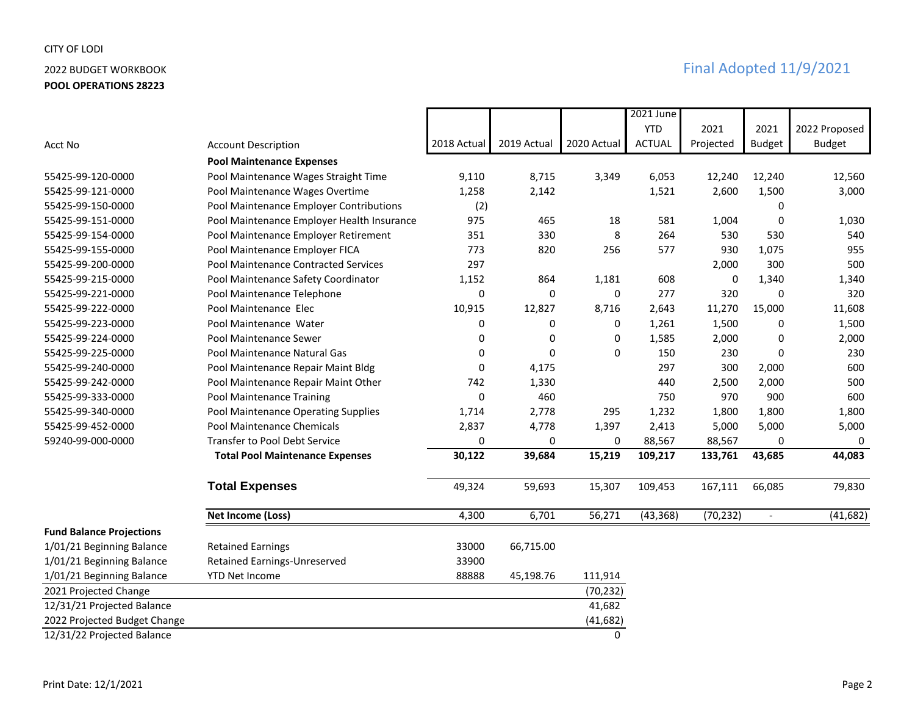CITY OF LODI

2022 BUDGET WORKBOOK

**POOL OPERATIONS 28223**

Final Adopted 11/9/2021

| Acct No | Account Description | 2018 Actual | 2019 Actual | 2020 Actual | 2021 June YTD ACTUAL | 2021 Projected | 2021 Budget | 2022 Proposed Budget |
|---|---|---|---|---|---|---|---|---|
| | **Pool Maintenance Expenses** | | | | | | | |
| 55425-99-120-0000 | Pool Maintenance Wages Straight Time | 9,110 | 8,715 | 3,349 | 6,053 | 12,240 | 12,240 | 12,560 |
| 55425-99-121-0000 | Pool Maintenance Wages Overtime | 1,258 | 2,142 | | 1,521 | 2,600 | 1,500 | 3,000 |
| 55425-99-150-0000 | Pool Maintenance Employer Contributions | (2) | | | | | 0 | |
| 55425-99-151-0000 | Pool Maintenance Employer Health Insurance | 975 | 465 | 18 | 581 | 1,004 | 0 | 1,030 |
| 55425-99-154-0000 | Pool Maintenance Employer Retirement | 351 | 330 | 8 | 264 | 530 | 530 | 540 |
| 55425-99-155-0000 | Pool Maintenance Employer FICA | 773 | 820 | 256 | 577 | 930 | 1,075 | 955 |
| 55425-99-200-0000 | Pool Maintenance Contracted Services | 297 | | | | 2,000 | 300 | 500 |
| 55425-99-215-0000 | Pool Maintenance Safety Coordinator | 1,152 | 864 | 1,181 | 608 | 0 | 1,340 | 1,340 |
| 55425-99-221-0000 | Pool Maintenance Telephone | 0 | 0 | 0 | 277 | 320 | 0 | 320 |
| 55425-99-222-0000 | Pool Maintenance Elec | 10,915 | 12,827 | 8,716 | 2,643 | 11,270 | 15,000 | 11,608 |
| 55425-99-223-0000 | Pool Maintenance Water | 0 | 0 | 0 | 1,261 | 1,500 | 0 | 1,500 |
| 55425-99-224-0000 | Pool Maintenance Sewer | 0 | 0 | 0 | 1,585 | 2,000 | 0 | 2,000 |
| 55425-99-225-0000 | Pool Maintenance Natural Gas | 0 | 0 | 0 | 150 | 230 | 0 | 230 |
| 55425-99-240-0000 | Pool Maintenance Repair Maint Bldg | 0 | 4,175 | | 297 | 300 | 2,000 | 600 |
| 55425-99-242-0000 | Pool Maintenance Repair Maint Other | 742 | 1,330 | | 440 | 2,500 | 2,000 | 500 |
| 55425-99-333-0000 | Pool Maintenance Training | 0 | 460 | | 750 | 970 | 900 | 600 |
| 55425-99-340-0000 | Pool Maintenance Operating Supplies | 1,714 | 2,778 | 295 | 1,232 | 1,800 | 1,800 | 1,800 |
| 55425-99-452-0000 | Pool Maintenance Chemicals | 2,837 | 4,778 | 1,397 | 2,413 | 5,000 | 5,000 | 5,000 |
| 59240-99-000-0000 | Transfer to Pool Debt Service | 0 | 0 | 0 | 88,567 | 88,567 | 0 | 0 |
| | **Total Pool Maintenance Expenses** | **30,122** | **39,684** | **15,219** | **109,217** | **133,761** | **43,685** | **44,083** |
| | **Total Expenses** | 49,324 | 59,693 | 15,307 | 109,453 | 167,111 | 66,085 | 79,830 |
| | **Net Income (Loss)** | 4,300 | 6,701 | 56,271 | (43,368) | (70,232) | - | (41,682) |

| **Fund Balance Projections** | | | | |
|---|---|---|---|---|
| 1/01/21 Beginning Balance | Retained Earnings | 33000 | 66,715.00 | |
| 1/01/21 Beginning Balance | Retained Earnings-Unreserved | 33900 | | |
| 1/01/21 Beginning Balance | YTD Net Income | 88888 | 45,198.76 | 111,914 |
| 2021 Projected Change | | | | (70,232) |
| 12/31/21 Projected Balance | | | | 41,682 |
| 2022 Projected Budget Change | | | | (41,682) |
| 12/31/22 Projected Balance | | | | 0 |

Print Date: 12/1/2021